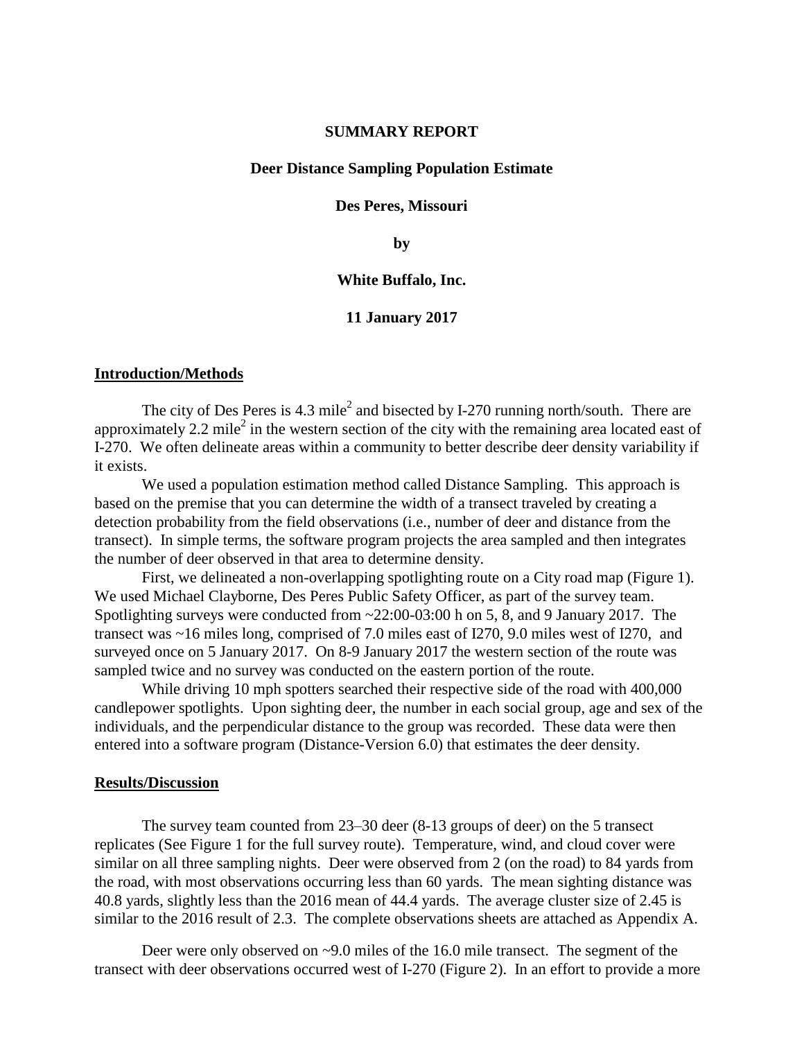**SUMMARY REPORT**

**Deer Distance Sampling Population Estimate**

**Des Peres, Missouri**

**by**

**White Buffalo, Inc.**

**11 January 2017**

## Introduction/Methods

The city of Des Peres is 4.3 mile$^2$ and bisected by I-270 running north/south. There are approximately 2.2 mile$^2$ in the western section of the city with the remaining area located east of I-270. We often delineate areas within a community to better describe deer density variability if it exists.

We used a population estimation method called Distance Sampling. This approach is based on the premise that you can determine the width of a transect traveled by creating a detection probability from the field observations (i.e., number of deer and distance from the transect). In simple terms, the software program projects the area sampled and then integrates the number of deer observed in that area to determine density.

First, we delineated a non-overlapping spotlighting route on a City road map (Figure 1). We used Michael Clayborne, Des Peres Public Safety Officer, as part of the survey team. Spotlighting surveys were conducted from ~22:00-03:00 h on 5, 8, and 9 January 2017. The transect was ~16 miles long, comprised of 7.0 miles east of I270, 9.0 miles west of I270, and surveyed once on 5 January 2017. On 8-9 January 2017 the western section of the route was sampled twice and no survey was conducted on the eastern portion of the route.

While driving 10 mph spotters searched their respective side of the road with 400,000 candlepower spotlights. Upon sighting deer, the number in each social group, age and sex of the individuals, and the perpendicular distance to the group was recorded. These data were then entered into a software program (Distance-Version 6.0) that estimates the deer density.

## Results/Discussion

The survey team counted from 23–30 deer (8-13 groups of deer) on the 5 transect replicates (See Figure 1 for the full survey route). Temperature, wind, and cloud cover were similar on all three sampling nights. Deer were observed from 2 (on the road) to 84 yards from the road, with most observations occurring less than 60 yards. The mean sighting distance was 40.8 yards, slightly less than the 2016 mean of 44.4 yards. The average cluster size of 2.45 is similar to the 2016 result of 2.3. The complete observations sheets are attached as Appendix A.

Deer were only observed on ~9.0 miles of the 16.0 mile transect. The segment of the transect with deer observations occurred west of I-270 (Figure 2). In an effort to provide a more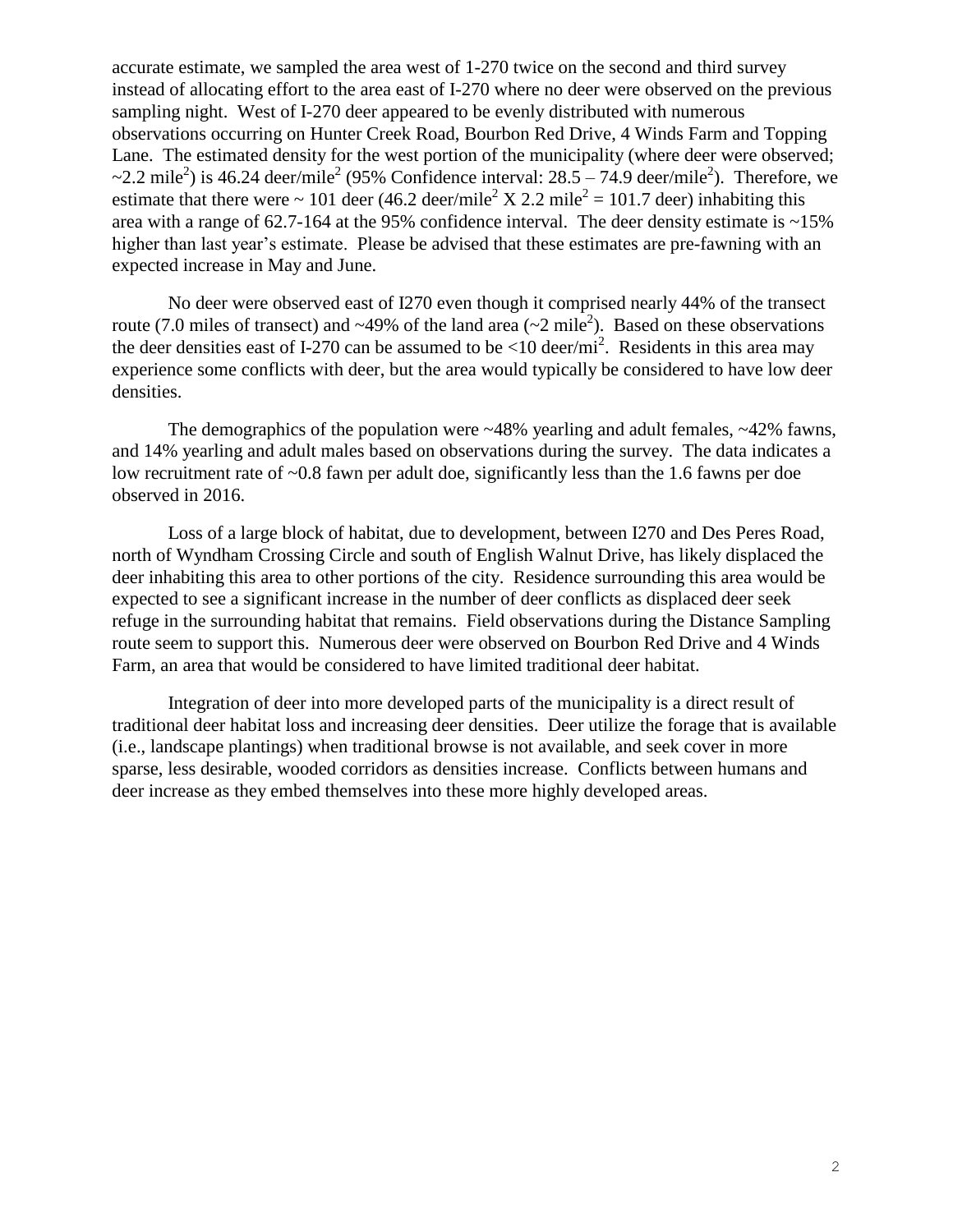accurate estimate, we sampled the area west of 1-270 twice on the second and third survey instead of allocating effort to the area east of I-270 where no deer were observed on the previous sampling night. West of I-270 deer appeared to be evenly distributed with numerous observations occurring on Hunter Creek Road, Bourbon Red Drive, 4 Winds Farm and Topping Lane. The estimated density for the west portion of the municipality (where deer were observed; ~2.2 mile$^2$) is 46.24 deer/mile$^2$ (95% Confidence interval: 28.5 – 74.9 deer/mile$^2$). Therefore, we estimate that there were ~ 101 deer (46.2 deer/mile$^2$ X 2.2 mile$^2$ = 101.7 deer) inhabiting this area with a range of 62.7-164 at the 95% confidence interval. The deer density estimate is ~15% higher than last year's estimate. Please be advised that these estimates are pre-fawning with an expected increase in May and June.

No deer were observed east of I270 even though it comprised nearly 44% of the transect route (7.0 miles of transect) and ~49% of the land area (~2 mile$^2$). Based on these observations the deer densities east of I-270 can be assumed to be <10 deer/mi$^2$. Residents in this area may experience some conflicts with deer, but the area would typically be considered to have low deer densities.

The demographics of the population were ~48% yearling and adult females, ~42% fawns, and 14% yearling and adult males based on observations during the survey. The data indicates a low recruitment rate of ~0.8 fawn per adult doe, significantly less than the 1.6 fawns per doe observed in 2016.

Loss of a large block of habitat, due to development, between I270 and Des Peres Road, north of Wyndham Crossing Circle and south of English Walnut Drive, has likely displaced the deer inhabiting this area to other portions of the city. Residence surrounding this area would be expected to see a significant increase in the number of deer conflicts as displaced deer seek refuge in the surrounding habitat that remains. Field observations during the Distance Sampling route seem to support this. Numerous deer were observed on Bourbon Red Drive and 4 Winds Farm, an area that would be considered to have limited traditional deer habitat.

Integration of deer into more developed parts of the municipality is a direct result of traditional deer habitat loss and increasing deer densities. Deer utilize the forage that is available (i.e., landscape plantings) when traditional browse is not available, and seek cover in more sparse, less desirable, wooded corridors as densities increase. Conflicts between humans and deer increase as they embed themselves into these more highly developed areas.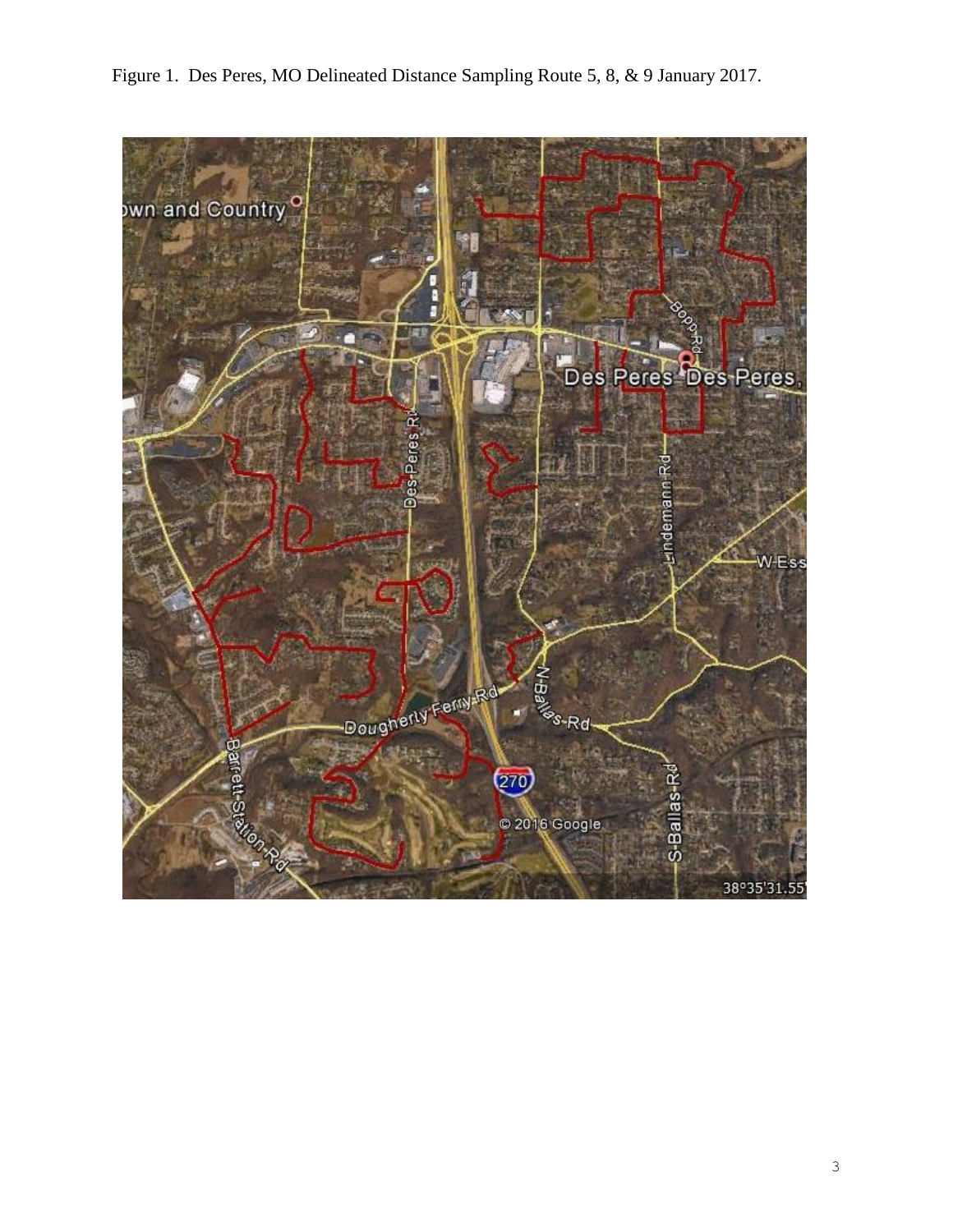Figure 1. Des Peres, MO Delineated Distance Sampling Route 5, 8, & 9 January 2017.

own and Country

Des Peres Des Peres,

Bopp Rd

Des Peres Rd

Lindemann Rd

W Ess

Dougherty Ferry Rd

N Ballas Rd

S Ballas Rd

Barrett Station Rd

270

© 2016 Google

38°35'31.55'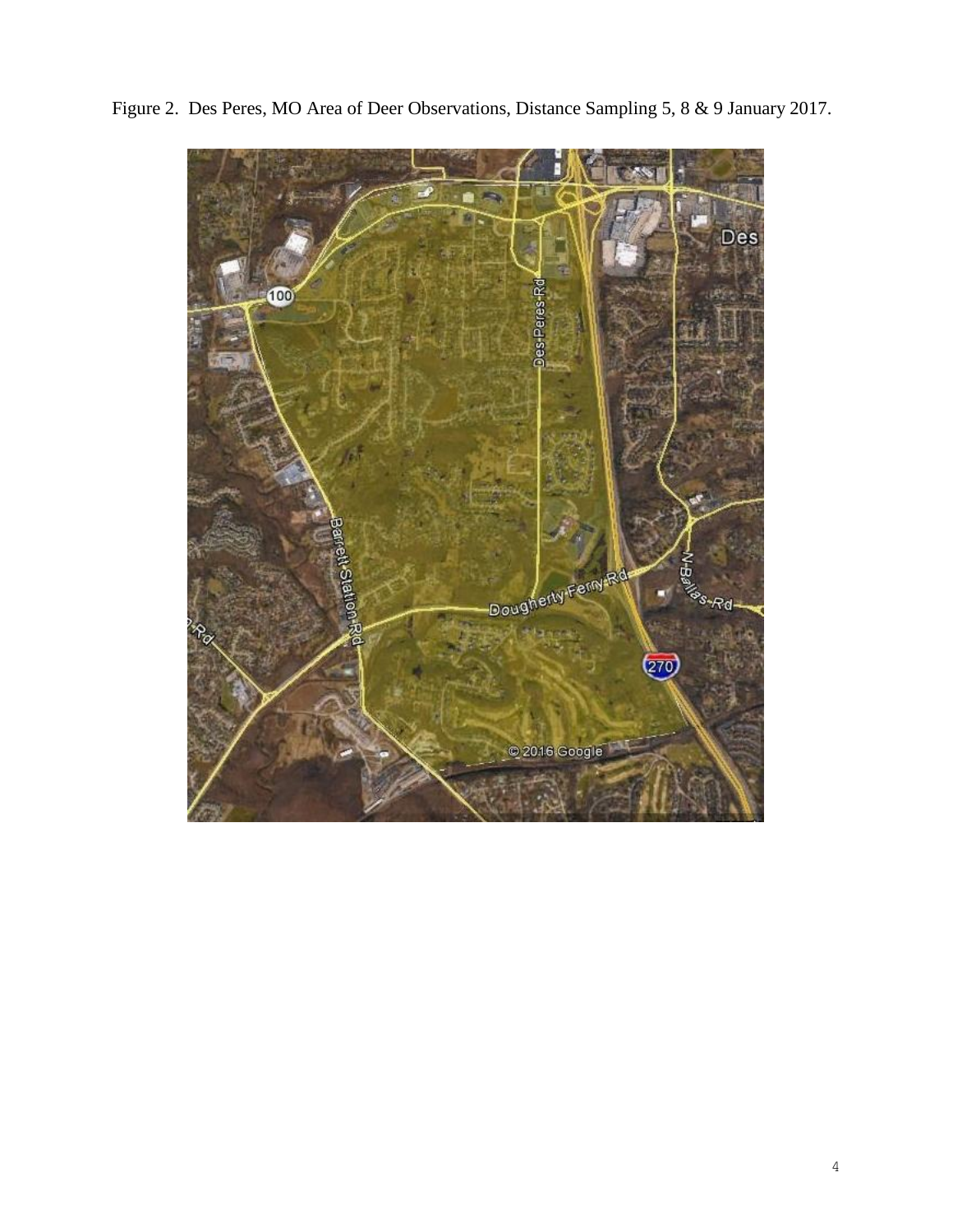Figure 2. Des Peres, MO Area of Deer Observations, Distance Sampling 5, 8 & 9 January 2017.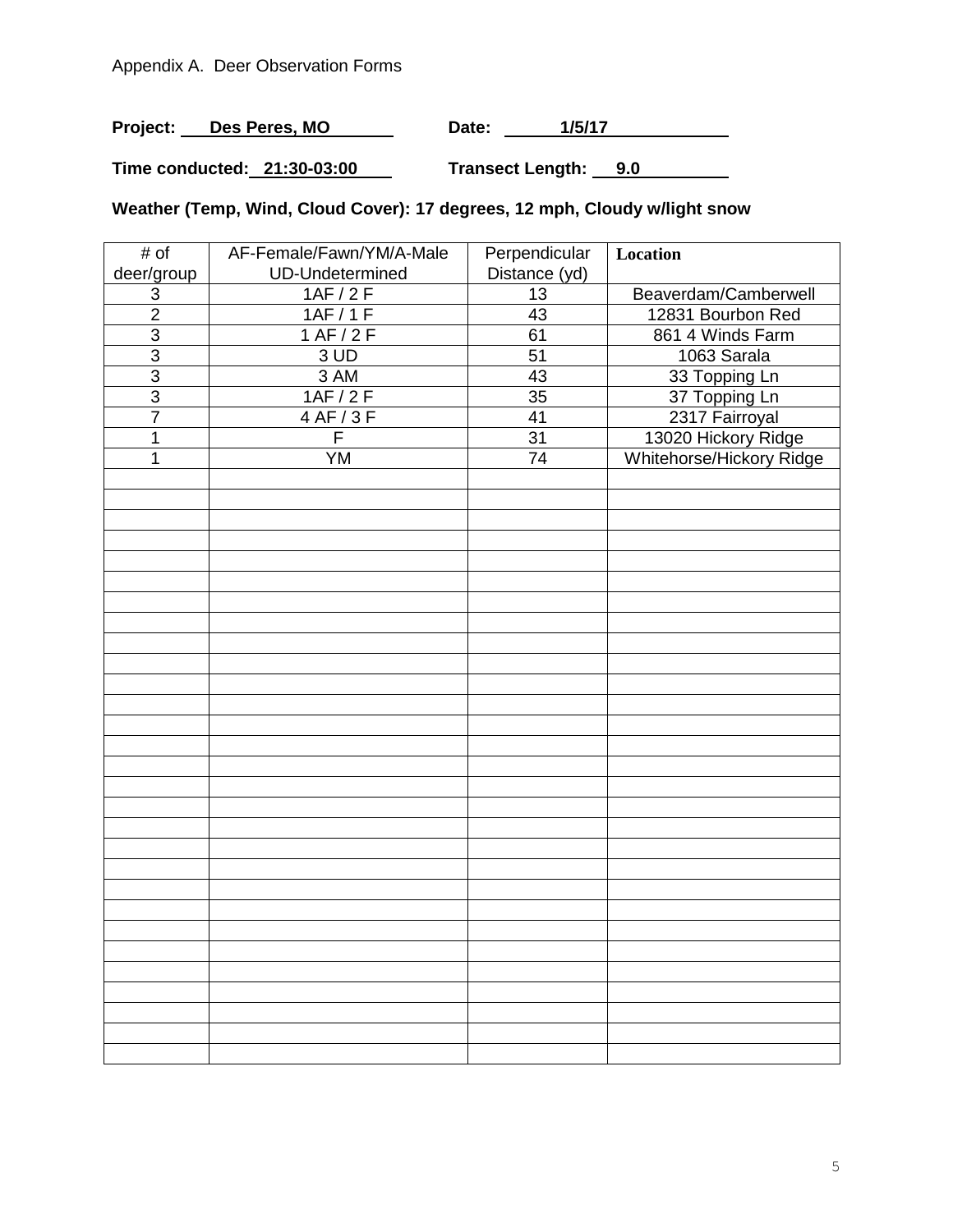Appendix A. Deer Observation Forms

**Project: Des Peres, MO** **Date: 1/5/17**

**Time conducted: 21:30-03:00** **Transect Length: 9.0**

**Weather (Temp, Wind, Cloud Cover): 17 degrees, 12 mph, Cloudy w/light snow**

| # of deer/group | AF-Female/Fawn/YM/A-Male UD-Undetermined | Perpendicular Distance (yd) | **Location** |
|---|---|---|---|
| 3 | 1AF / 2 F | 13 | Beaverdam/Camberwell |
| 2 | 1AF / 1 F | 43 | 12831 Bourbon Red |
| 3 | 1 AF / 2 F | 61 | 861 4 Winds Farm |
| 3 | 3 UD | 51 | 1063 Sarala |
| 3 | 3 AM | 43 | 33 Topping Ln |
| 3 | 1AF / 2 F | 35 | 37 Topping Ln |
| 7 | 4 AF / 3 F | 41 | 2317 Fairroyal |
| 1 | F | 31 | 13020 Hickory Ridge |
| 1 | YM | 74 | Whitehorse/Hickory Ridge |
| | | | |
| | | | |
| | | | |
| | | | |
| | | | |
| | | | |
| | | | |
| | | | |
| | | | |
| | | | |
| | | | |
| | | | |
| | | | |
| | | | |
| | | | |
| | | | |
| | | | |
| | | | |
| | | | |
| | | | |
| | | | |
| | | | |
| | | | |
| | | | |
| | | | |
| | | | |
| | | | |
| | | | |
| | | | |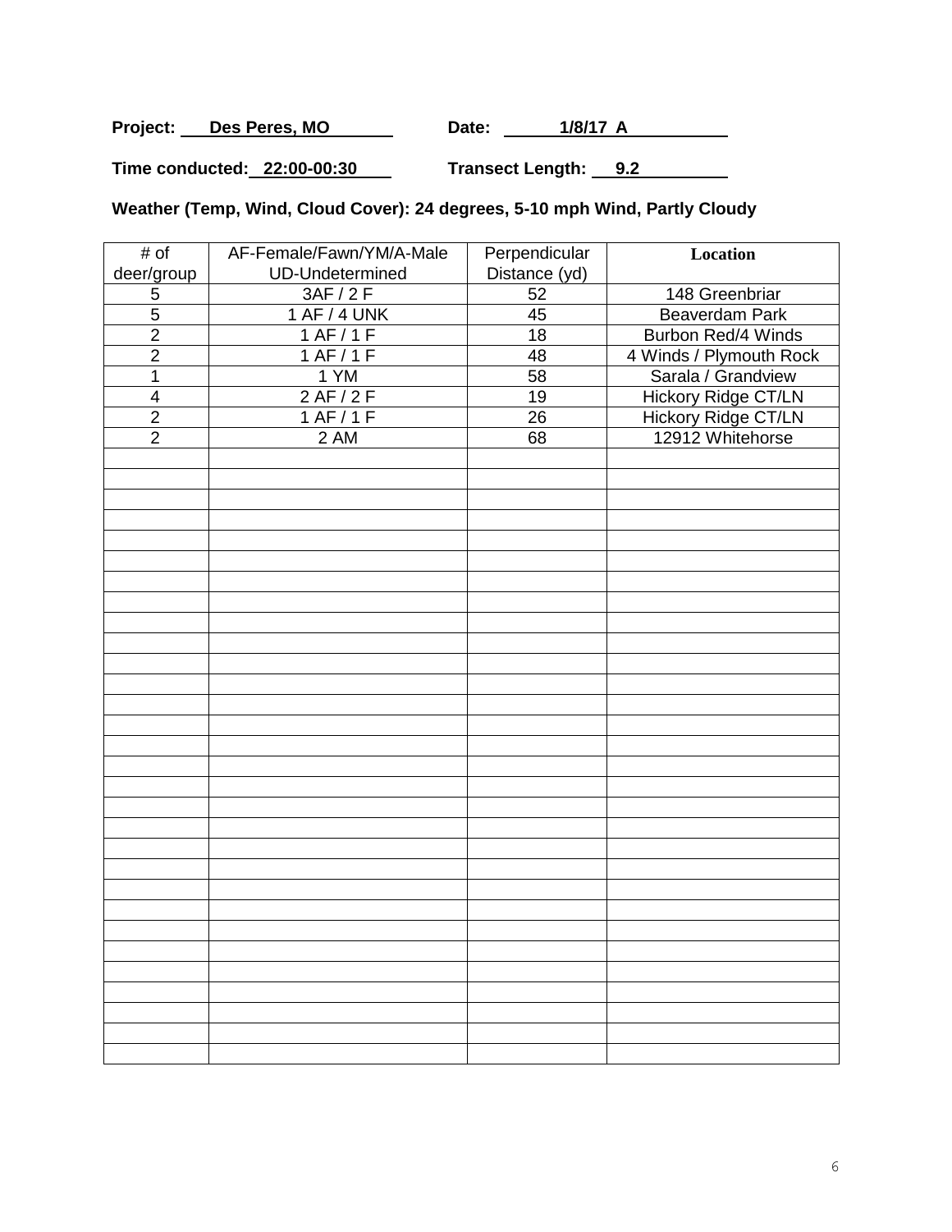**Project:** Des Peres, MO  **Date:** 1/8/17 A

**Time conducted:** 22:00-00:30  **Transect Length:** 9.2

**Weather (Temp, Wind, Cloud Cover): 24 degrees, 5-10 mph Wind, Partly Cloudy**

| # of deer/group | AF-Female/Fawn/YM/A-Male UD-Undetermined | Perpendicular Distance (yd) | Location |
|---|---|---|---|
| 5 | 3AF / 2 F | 52 | 148 Greenbriar |
| 5 | 1 AF / 4 UNK | 45 | Beaverdam Park |
| 2 | 1 AF / 1 F | 18 | Burbon Red/4 Winds |
| 2 | 1 AF / 1 F | 48 | 4 Winds / Plymouth Rock |
| 1 | 1 YM | 58 | Sarala / Grandview |
| 4 | 2 AF / 2 F | 19 | Hickory Ridge CT/LN |
| 2 | 1 AF / 1 F | 26 | Hickory Ridge CT/LN |
| 2 | 2 AM | 68 | 12912 Whitehorse |
| | | | |
| | | | |
| | | | |
| | | | |
| | | | |
| | | | |
| | | | |
| | | | |
| | | | |
| | | | |
| | | | |
| | | | |
| | | | |
| | | | |
| | | | |
| | | | |
| | | | |
| | | | |
| | | | |
| | | | |
| | | | |
| | | | |
| | | | |
| | | | |
| | | | |
| | | | |
| | | | |
| | | | |
| | | | |
| | | | |
| | | | |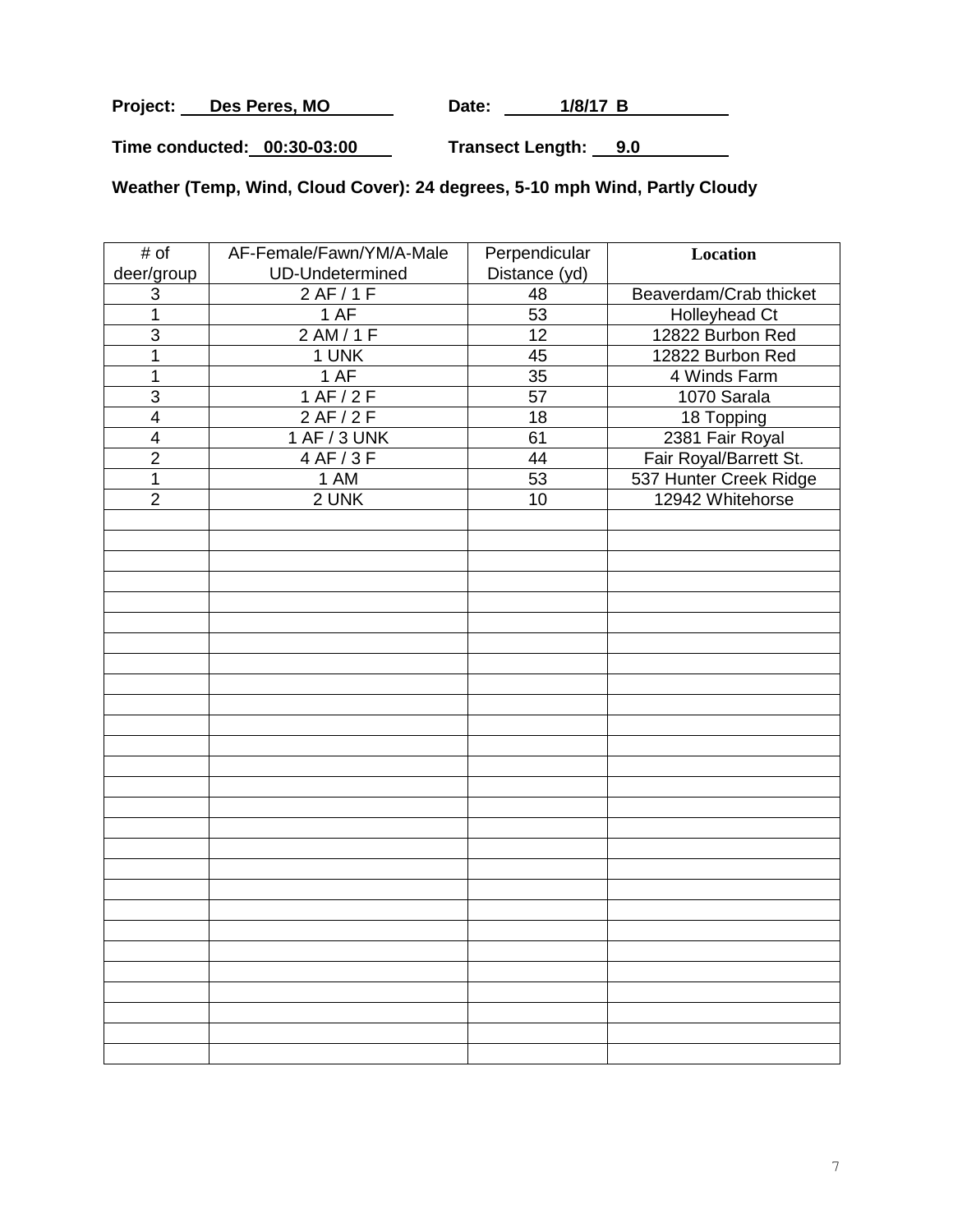**Project:** Des Peres, MO **Date:** 1/8/17 B

**Time conducted:** 00:30-03:00 **Transect Length:** 9.0

**Weather (Temp, Wind, Cloud Cover): 24 degrees, 5-10 mph Wind, Partly Cloudy**

| # of deer/group | AF-Female/Fawn/YM/A-Male UD-Undetermined | Perpendicular Distance (yd) | Location |
|---|---|---|---|
| 3 | 2 AF / 1 F | 48 | Beaverdam/Crab thicket |
| 1 | 1 AF | 53 | Holleyhead Ct |
| 3 | 2 AM / 1 F | 12 | 12822 Burbon Red |
| 1 | 1 UNK | 45 | 12822 Burbon Red |
| 1 | 1 AF | 35 | 4 Winds Farm |
| 3 | 1 AF / 2 F | 57 | 1070 Sarala |
| 4 | 2 AF / 2 F | 18 | 18 Topping |
| 4 | 1 AF / 3 UNK | 61 | 2381 Fair Royal |
| 2 | 4 AF / 3 F | 44 | Fair Royal/Barrett St. |
| 1 | 1 AM | 53 | 537 Hunter Creek Ridge |
| 2 | 2 UNK | 10 | 12942 Whitehorse |
| | | | |
| | | | |
| | | | |
| | | | |
| | | | |
| | | | |
| | | | |
| | | | |
| | | | |
| | | | |
| | | | |
| | | | |
| | | | |
| | | | |
| | | | |
| | | | |
| | | | |
| | | | |
| | | | |
| | | | |
| | | | |
| | | | |
| | | | |
| | | | |
| | | | |
| | | | |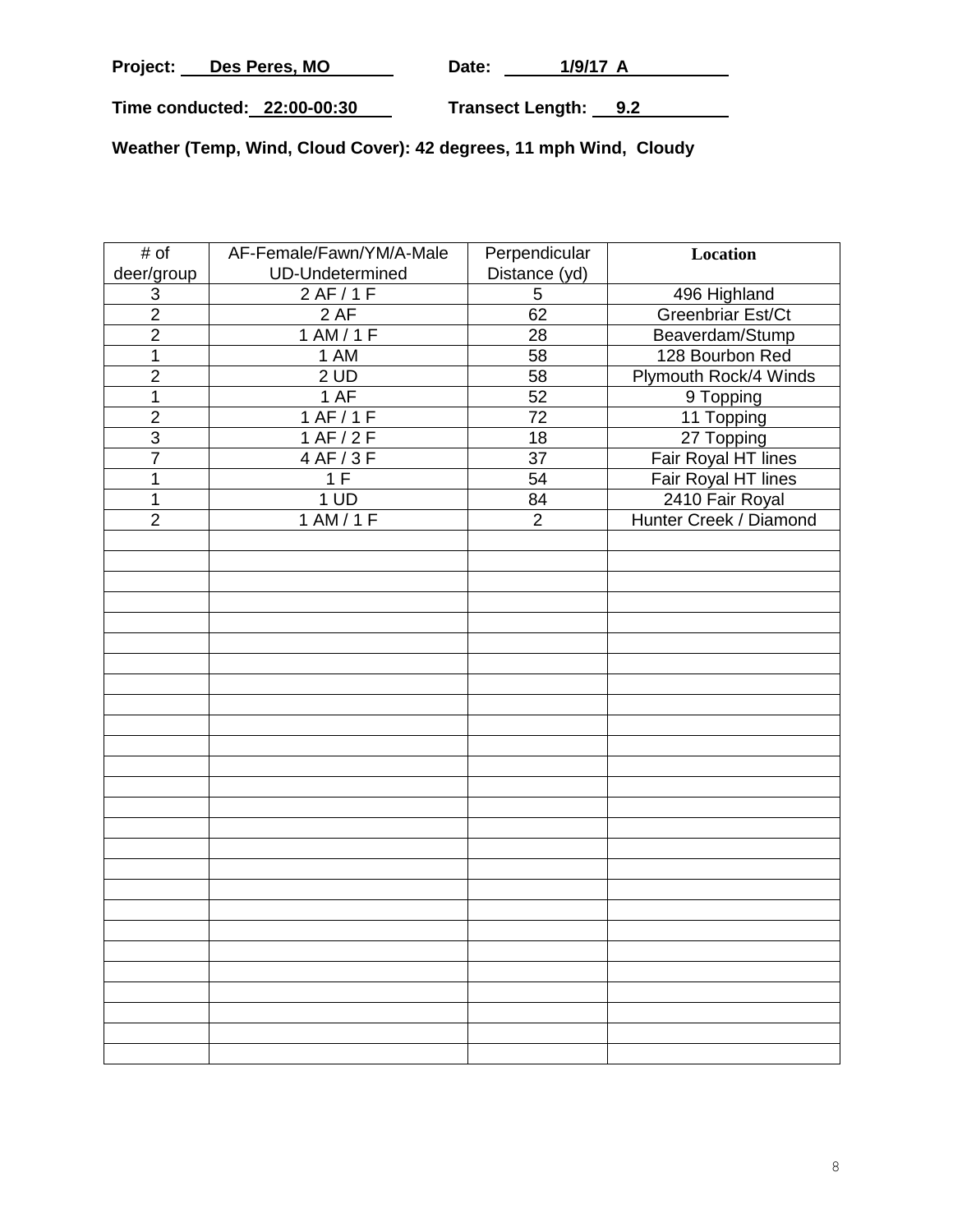**Project:** Des Peres, MO **Date:** 1/9/17 A

**Time conducted:** 22:00-00:30 **Transect Length:** 9.2

**Weather (Temp, Wind, Cloud Cover): 42 degrees, 11 mph Wind, Cloudy**

| # of deer/group | AF-Female/Fawn/YM/A-Male UD-Undetermined | Perpendicular Distance (yd) | Location |
|---|---|---|---|
| 3 | 2 AF / 1 F | 5 | 496 Highland |
| 2 | 2 AF | 62 | Greenbriar Est/Ct |
| 2 | 1 AM / 1 F | 28 | Beaverdam/Stump |
| 1 | 1 AM | 58 | 128 Bourbon Red |
| 2 | 2 UD | 58 | Plymouth Rock/4 Winds |
| 1 | 1 AF | 52 | 9 Topping |
| 2 | 1 AF / 1 F | 72 | 11 Topping |
| 3 | 1 AF / 2 F | 18 | 27 Topping |
| 7 | 4 AF / 3 F | 37 | Fair Royal HT lines |
| 1 | 1 F | 54 | Fair Royal HT lines |
| 1 | 1 UD | 84 | 2410 Fair Royal |
| 2 | 1 AM / 1 F | 2 | Hunter Creek / Diamond |
| | | | |
| | | | |
| | | | |
| | | | |
| | | | |
| | | | |
| | | | |
| | | | |
| | | | |
| | | | |
| | | | |
| | | | |
| | | | |
| | | | |
| | | | |
| | | | |
| | | | |
| | | | |
| | | | |
| | | | |
| | | | |
| | | | |
| | | | |
| | | | |
| | | | |
| | | | |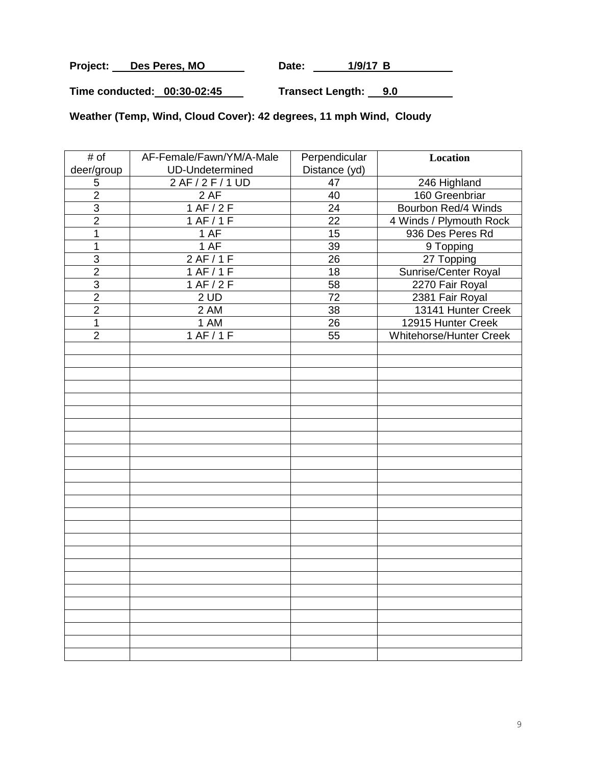**Project:** Des Peres, MO  **Date:** 1/9/17 B

**Time conducted:** 00:30-02:45  **Transect Length:** 9.0

**Weather (Temp, Wind, Cloud Cover): 42 degrees, 11 mph Wind, Cloudy**

| # of deer/group | AF-Female/Fawn/YM/A-Male UD-Undetermined | Perpendicular Distance (yd) | Location |
|---|---|---|---|
| 5 | 2 AF / 2 F / 1 UD | 47 | 246 Highland |
| 2 | 2 AF | 40 | 160 Greenbriar |
| 3 | 1 AF / 2 F | 24 | Bourbon Red/4 Winds |
| 2 | 1 AF / 1 F | 22 | 4 Winds / Plymouth Rock |
| 1 | 1 AF | 15 | 936 Des Peres Rd |
| 1 | 1 AF | 39 | 9 Topping |
| 3 | 2 AF / 1 F | 26 | 27 Topping |
| 2 | 1 AF / 1 F | 18 | Sunrise/Center Royal |
| 3 | 1 AF / 2 F | 58 | 2270 Fair Royal |
| 2 | 2 UD | 72 | 2381 Fair Royal |
| 2 | 2 AM | 38 | 13141 Hunter Creek |
| 1 | 1 AM | 26 | 12915 Hunter Creek |
| 2 | 1 AF / 1 F | 55 | Whitehorse/Hunter Creek |